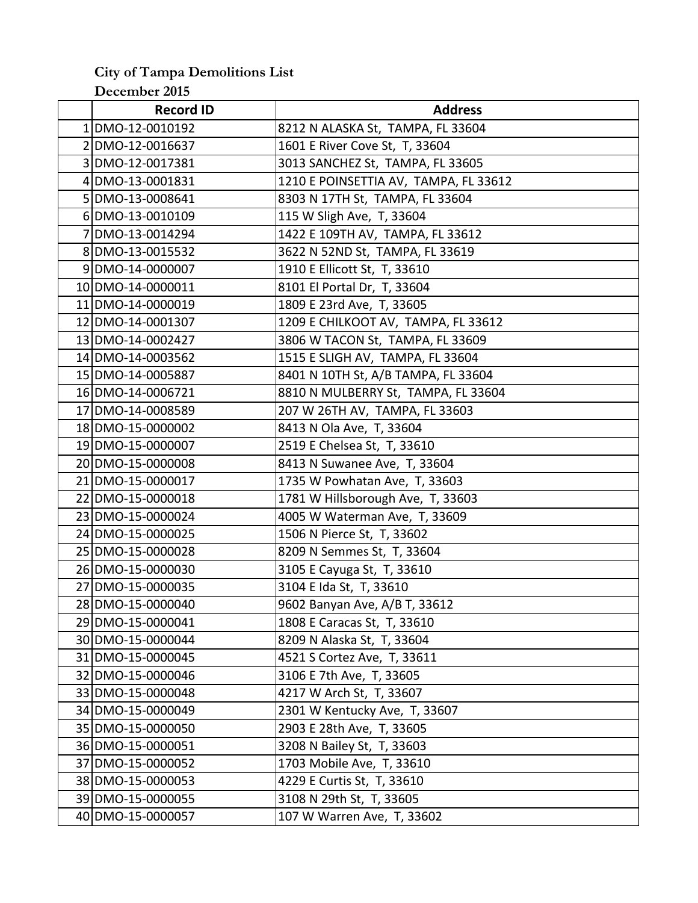**City of Tampa Demolitions List**

**December 2015**

| | Record ID | Address |
|---|---|---|
| 1 | DMO-12-0010192 | 8212 N ALASKA St, TAMPA, FL 33604 |
| 2 | DMO-12-0016637 | 1601 E River Cove St, T, 33604 |
| 3 | DMO-12-0017381 | 3013 SANCHEZ St, TAMPA, FL 33605 |
| 4 | DMO-13-0001831 | 1210 E POINSETTIA AV, TAMPA, FL 33612 |
| 5 | DMO-13-0008641 | 8303 N 17TH St, TAMPA, FL 33604 |
| 6 | DMO-13-0010109 | 115 W Sligh Ave, T, 33604 |
| 7 | DMO-13-0014294 | 1422 E 109TH AV, TAMPA, FL 33612 |
| 8 | DMO-13-0015532 | 3622 N 52ND St, TAMPA, FL 33619 |
| 9 | DMO-14-0000007 | 1910 E Ellicott St, T, 33610 |
| 10 | DMO-14-0000011 | 8101 El Portal Dr, T, 33604 |
| 11 | DMO-14-0000019 | 1809 E 23rd Ave, T, 33605 |
| 12 | DMO-14-0001307 | 1209 E CHILKOOT AV, TAMPA, FL 33612 |
| 13 | DMO-14-0002427 | 3806 W TACON St, TAMPA, FL 33609 |
| 14 | DMO-14-0003562 | 1515 E SLIGH AV, TAMPA, FL 33604 |
| 15 | DMO-14-0005887 | 8401 N 10TH St, A/B TAMPA, FL 33604 |
| 16 | DMO-14-0006721 | 8810 N MULBERRY St, TAMPA, FL 33604 |
| 17 | DMO-14-0008589 | 207 W 26TH AV, TAMPA, FL 33603 |
| 18 | DMO-15-0000002 | 8413 N Ola Ave, T, 33604 |
| 19 | DMO-15-0000007 | 2519 E Chelsea St, T, 33610 |
| 20 | DMO-15-0000008 | 8413 N Suwanee Ave, T, 33604 |
| 21 | DMO-15-0000017 | 1735 W Powhatan Ave, T, 33603 |
| 22 | DMO-15-0000018 | 1781 W Hillsborough Ave, T, 33603 |
| 23 | DMO-15-0000024 | 4005 W Waterman Ave, T, 33609 |
| 24 | DMO-15-0000025 | 1506 N Pierce St, T, 33602 |
| 25 | DMO-15-0000028 | 8209 N Semmes St, T, 33604 |
| 26 | DMO-15-0000030 | 3105 E Cayuga St, T, 33610 |
| 27 | DMO-15-0000035 | 3104 E Ida St, T, 33610 |
| 28 | DMO-15-0000040 | 9602 Banyan Ave, A/B T, 33612 |
| 29 | DMO-15-0000041 | 1808 E Caracas St, T, 33610 |
| 30 | DMO-15-0000044 | 8209 N Alaska St, T, 33604 |
| 31 | DMO-15-0000045 | 4521 S Cortez Ave, T, 33611 |
| 32 | DMO-15-0000046 | 3106 E 7th Ave, T, 33605 |
| 33 | DMO-15-0000048 | 4217 W Arch St, T, 33607 |
| 34 | DMO-15-0000049 | 2301 W Kentucky Ave, T, 33607 |
| 35 | DMO-15-0000050 | 2903 E 28th Ave, T, 33605 |
| 36 | DMO-15-0000051 | 3208 N Bailey St, T, 33603 |
| 37 | DMO-15-0000052 | 1703 Mobile Ave, T, 33610 |
| 38 | DMO-15-0000053 | 4229 E Curtis St, T, 33610 |
| 39 | DMO-15-0000055 | 3108 N 29th St, T, 33605 |
| 40 | DMO-15-0000057 | 107 W Warren Ave, T, 33602 |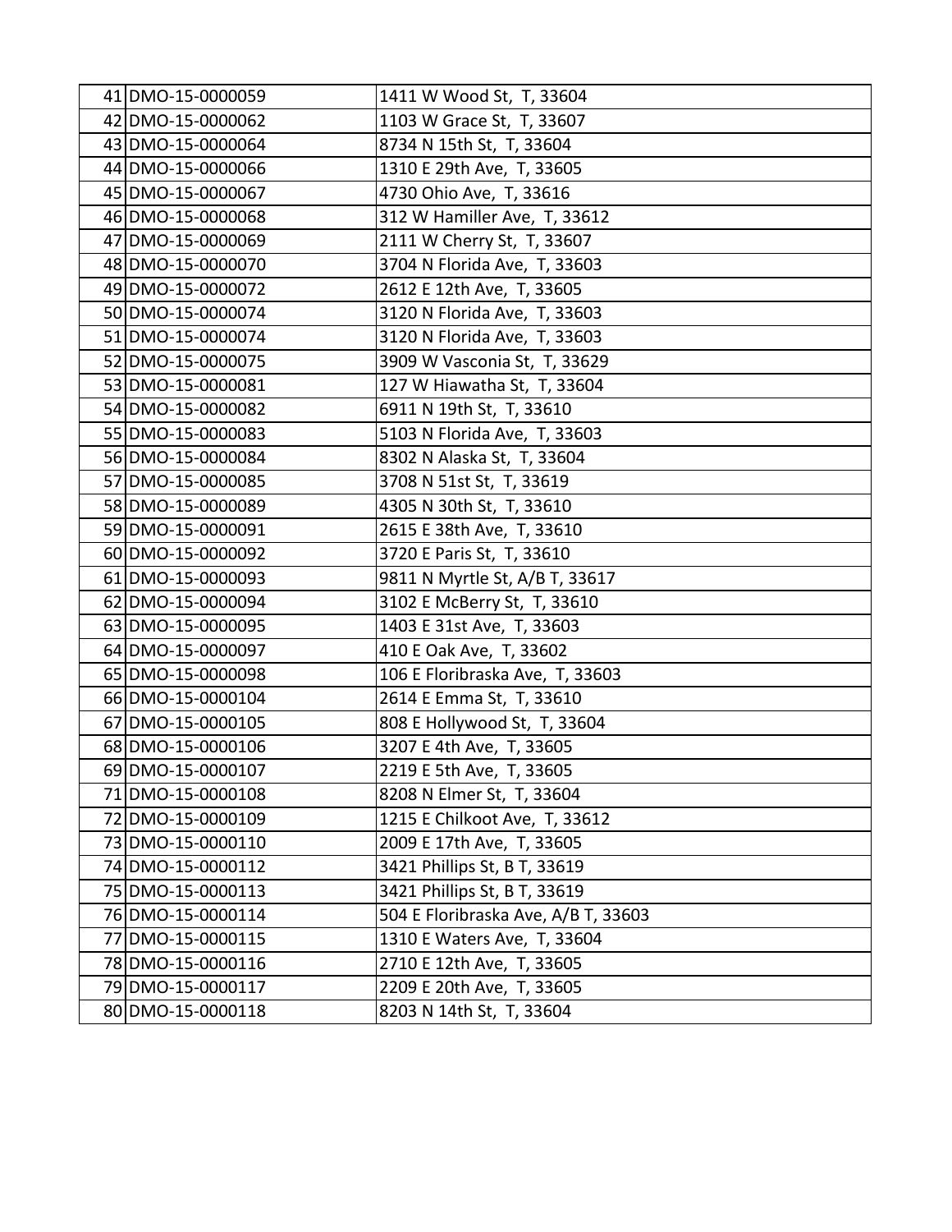| | | |
|---|---|---|
| 41 | DMO-15-0000059 | 1411 W Wood St, T, 33604 |
| 42 | DMO-15-0000062 | 1103 W Grace St, T, 33607 |
| 43 | DMO-15-0000064 | 8734 N 15th St, T, 33604 |
| 44 | DMO-15-0000066 | 1310 E 29th Ave, T, 33605 |
| 45 | DMO-15-0000067 | 4730 Ohio Ave, T, 33616 |
| 46 | DMO-15-0000068 | 312 W Hamiller Ave, T, 33612 |
| 47 | DMO-15-0000069 | 2111 W Cherry St, T, 33607 |
| 48 | DMO-15-0000070 | 3704 N Florida Ave, T, 33603 |
| 49 | DMO-15-0000072 | 2612 E 12th Ave, T, 33605 |
| 50 | DMO-15-0000074 | 3120 N Florida Ave, T, 33603 |
| 51 | DMO-15-0000074 | 3120 N Florida Ave, T, 33603 |
| 52 | DMO-15-0000075 | 3909 W Vasconia St, T, 33629 |
| 53 | DMO-15-0000081 | 127 W Hiawatha St, T, 33604 |
| 54 | DMO-15-0000082 | 6911 N 19th St, T, 33610 |
| 55 | DMO-15-0000083 | 5103 N Florida Ave, T, 33603 |
| 56 | DMO-15-0000084 | 8302 N Alaska St, T, 33604 |
| 57 | DMO-15-0000085 | 3708 N 51st St, T, 33619 |
| 58 | DMO-15-0000089 | 4305 N 30th St, T, 33610 |
| 59 | DMO-15-0000091 | 2615 E 38th Ave, T, 33610 |
| 60 | DMO-15-0000092 | 3720 E Paris St, T, 33610 |
| 61 | DMO-15-0000093 | 9811 N Myrtle St, A/B T, 33617 |
| 62 | DMO-15-0000094 | 3102 E McBerry St, T, 33610 |
| 63 | DMO-15-0000095 | 1403 E 31st Ave, T, 33603 |
| 64 | DMO-15-0000097 | 410 E Oak Ave, T, 33602 |
| 65 | DMO-15-0000098 | 106 E Floribraska Ave, T, 33603 |
| 66 | DMO-15-0000104 | 2614 E Emma St, T, 33610 |
| 67 | DMO-15-0000105 | 808 E Hollywood St, T, 33604 |
| 68 | DMO-15-0000106 | 3207 E 4th Ave, T, 33605 |
| 69 | DMO-15-0000107 | 2219 E 5th Ave, T, 33605 |
| 71 | DMO-15-0000108 | 8208 N Elmer St, T, 33604 |
| 72 | DMO-15-0000109 | 1215 E Chilkoot Ave, T, 33612 |
| 73 | DMO-15-0000110 | 2009 E 17th Ave, T, 33605 |
| 74 | DMO-15-0000112 | 3421 Phillips St, B T, 33619 |
| 75 | DMO-15-0000113 | 3421 Phillips St, B T, 33619 |
| 76 | DMO-15-0000114 | 504 E Floribraska Ave, A/B T, 33603 |
| 77 | DMO-15-0000115 | 1310 E Waters Ave, T, 33604 |
| 78 | DMO-15-0000116 | 2710 E 12th Ave, T, 33605 |
| 79 | DMO-15-0000117 | 2209 E 20th Ave, T, 33605 |
| 80 | DMO-15-0000118 | 8203 N 14th St, T, 33604 |